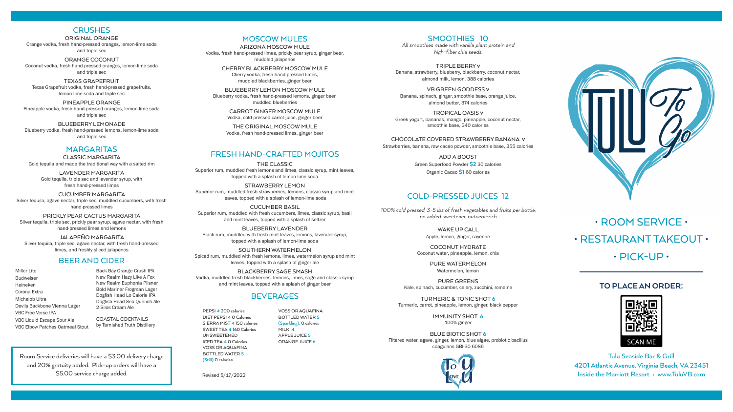## CRUSHES

**ORIGINAL ORANGE**
Orange vodka, fresh hand-pressed oranges, lemon-lime soda and triple sec

**ORANGE COCONUT**
Coconut vodka, fresh hand-pressed oranges, lemon-lime soda and triple sec

**TEXAS GRAPEFRUIT**
Texas Grapefruit vodka, fresh hand-pressed grapefruits, lemon-lime soda and triple sec

**PINEAPPLE ORANGE**
Pineapple vodka, fresh hand-pressed oranges, lemon-lime soda and triple sec

**BLUEBERRY LEMONADE**
Blueberry vodka, fresh hand-pressed lemons, lemon-lime soda and triple sec

## MARGARITAS

**CLASSIC MARGARITA**
Gold tequila and made the traditional way with a salted rim

**LAVENDER MARGARITA**
Gold tequila, triple sec and lavender syrup, with fresh hand-pressed limes

**CUCUMBER MARGARITA**
Silver tequila, agave nectar, triple sec, muddled cucumbers, with fresh hand-pressed limes

**PRICKLY PEAR CACTUS MARGARITA**
Silver tequila, triple sec, prickly pear syrup, agave nectar, with fresh hand-pressed limes and lemons

**JALAPEÑO MARGARITA**
Silver tequila, triple sec, agave nectar, with fresh hand-pressed limes, and freshly sliced jalapenos

## BEER AND CIDER

- Miller Lite
- Budweiser
- Heineken
- Corona Extra
- Michelob Ultra
- Devils Backbone Vienna Lager
- VBC Free Verse IPA
- VBC Liquid Escape Sour Ale
- VBC Elbow Patches Oatmeal Stout
- Back Bay Orange Crush IPA
- New Realm Hazy Like A Fox
- New Realm Euphonia Pilsner
- Bold Mariner Frogman Lager
- Dogfish Head Lo Calorie IPA
- Dogfish Head Sea Quench Ale
- 2 Silos Cream Ale

COASTAL COCKTAILS
by Tarnished Truth Distillery

Room Service deliveries will have a $3.00 delivery charge and 20% gratuity added. Pick-up orders will have a $5.00 service charge added.

## MOSCOW MULES

**ARIZONA MOSCOW MULE**
Vodka, fresh hand-pressed limes, prickly pear syrup, ginger beer, muddled jalapenos

**CHERRY BLACKBERRY MOSCOW MULE**
Cherry vodka, fresh hand-pressed limes, muddled blackberries, ginger beer

**BLUEBERRY LEMON MOSCOW MULE**
Blueberry vodka, fresh hand-pressed lemons, ginger beer, muddled blueberries

**CARROT GINGER MOSCOW MULE**
Vodka, cold-pressed carrot juice, ginger beer

**THE ORIGINAL MOSCOW MULE**
Vodka, fresh hand-pressed limes, ginger beer

## FRESH HAND-CRAFTED MOJITOS

**THE CLASSIC**
Superior rum, muddled fresh lemons and limes, classic syrup, mint leaves, topped with a splash of lemon-lime soda

**STRAWBERRY LEMON**
Superior rum, muddled fresh strawberries, lemons, classic syrup and mint leaves, topped with a splash of lemon-lime soda

**CUCUMBER BASIL**
Superior rum, muddled with fresh cucumbers, limes, classic syrup, basil and mint leaves, topped with a splash of seltzer

**BLUEBERRY LAVENDER**
Black rum, muddled with fresh mint leaves, lemons, lavender syrup, topped with a splash of lemon-lime soda

**SOUTHERN WATERMELON**
Spiced rum, muddled with fresh lemons, limes, watermelon syrup and mint leaves, topped with a splash of ginger ale

**BLACKBERRY SAGE SMASH**
Vodka, muddled fresh blackberries, lemons, limes, sage and classic syrup and mint leaves, topped with a splash of ginger beer

## BEVERAGES

- PEPSI 4 200 calories
- DIET PEPSI 4 0 Calories
- SIERRA MIST 4 150 calories
- SWEET TEA 4 160 Calories
- UNSWEETENED ICED TEA 4 0 Calories
- VOSS OR AQUAFINA BOTTLED WATER 5 (Still) 0 calories
- VOSS OR AQUAFINA BOTTLED WATER 5 (Sparkling) 0 calories
- MILK 4
- APPLE JUICE 5
- ORANGE JUICE 6

Revised 5/17/2022

## SMOOTHIES 10

*All smoothies made with vanilla plant protein and high-fiber chia seeds.*

**TRIPLE BERRY v**
Banana, strawberry, blueberry, blackberry, coconut nectar, almond milk, lemon, 388 calories

**VB GREEN GODDESS v**
Banana, spinach, ginger, smoothie base, orange juice, almond butter, 374 calories

**TROPICAL OASIS v**
Greek yogurt, bananas, mango, pineapple, coconut nectar, smoothie base, 340 calories

**CHOCOLATE COVERED STRAWBERRY BANANA v**
Strawberries, banana, raw cacao powder, smoothie base, 355 calories

**ADD A BOOST**
Green Superfood Powder $2 30 calories
Organic Cacao $1 60 calories

## COLD-PRESSED JUICES 12

*100% cold pressed, 3-5 lbs of fresh vegetables and fruits per bottle, no added sweetener, nutrient-rich*

**WAKE UP CALL**
Apple, lemon, ginger, cayenne

**COCONUT HYDRATE**
Coconut water, pineapple, lemon, chia

**PURE WATERMELON**
Watermelon, lemon

**PURE GREENS**
Kale, spinach, cucumber, celery, zucchini, romaine

**TURMERIC & TONIC SHOT 6**
Turmeric, carrot, pineapple, lemon, ginger, black pepper

**IMMUNITY SHOT 6**
100% ginger

**BLUE BIOTIC SHOT 6**
Filtered water, agave, ginger, lemon, blue algae, probiotic bacillus coagulans GBI-30 6086

TULU To Go

• ROOM SERVICE •
• RESTAURANT TAKEOUT •
• PICK-UP •

**TO PLACE AN ORDER:**

SCAN ME

Tulu Seaside Bar & Grill
4201 Atlantic Avenue, Virginia Beach, VA 23451
Inside the Marriott Resort • www.TuluVB.com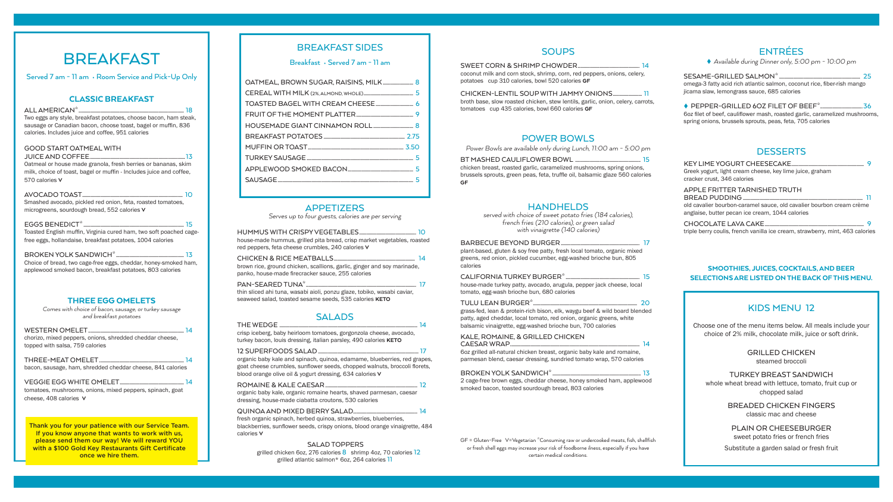# BREAKFAST

Served 7 am – 11 am • Room Service and Pick-Up Only

## CLASSIC BREAKFAST

**ALL AMERICAN*** ........ 18
Two eggs any style, breakfast potatoes, choose bacon, ham steak, sausage or Canadian bacon, choose toast, bagel or muffin, 836 calories. Includes juice and coffee, 951 calories

**GOOD START OATMEAL WITH JUICE AND COFFEE** ........ 13
Oatmeal or house made granola, fresh berries or bananas, skim milk, choice of toast, bagel or muffin - Includes juice and coffee, 570 calories V

**AVOCADO TOAST** ........ 10
Smashed avocado, pickled red onion, feta, roasted tomatoes, microgreens, sourdough bread, 552 calories V

**EGGS BENEDICT*** ........ 15
Toasted English muffin, Virginia cured ham, two soft poached cage-free eggs, hollandaise, breakfast potatoes, 1004 calories

**BROKEN YOLK SANDWICH*** ........ 13
Choice of bread, two cage-free eggs, cheddar, honey-smoked ham, applewood smoked bacon, breakfast potatoes, 803 calories

## THREE EGG OMELETS

*Comes with choice of bacon, sausage, or turkey sausage and breakfast potatoes*

**WESTERN OMELET** ........ 14
chorizo, mixed peppers, onions, shredded cheddar cheese, topped with salsa, 759 calories

**THREE-MEAT OMELET** ........ 14
bacon, sausage, ham, shredded cheddar cheese, 841 calories

**VEGGIE EGG WHITE OMELET** ........ 14
tomatoes, mushrooms, onions, mixed peppers, spinach, goat cheese, 408 calories V

**Thank you for your patience with our Service Team. If you know anyone that wants to work with us, please send them our way! We will reward YOU with a $100 Gold Key Restaurants Gift Certificate once we hire them.**

# BREAKFAST SIDES

Breakfast • Served 7 am – 11 am

OATMEAL, BROWN SUGAR, RAISINS, MILK ........ 8
CEREAL WITH MILK (2%, ALMOND, WHOLE) ........ 5
TOASTED BAGEL WITH CREAM CHEESE ........ 6
FRUIT OF THE MOMENT PLATTER ........ 9
HOUSEMADE GIANT CINNAMON ROLL ........ 8
BREAKFAST POTATOES ........ 2.75
MUFFIN OR TOAST ........ 3.50
TURKEY SAUSAGE ........ 5
APPLEWOOD SMOKED BACON ........ 5
SAUSAGE ........ 5

# APPETIZERS

*Serves up to four guests, calories are per serving*

**HUMMUS WITH CRISPY VEGETABLES** ........ 10
house-made hummus, grilled pita bread, crisp market vegetables, roasted red peppers, feta cheese crumbles, 240 calories V

**CHICKEN & RICE MEATBALLS** ........ 14
brown rice, ground chicken, scallions, garlic, ginger and soy marinade, panko, house-made firecracker sauce, 255 calories

**PAN-SEARED TUNA*** ........ 17
thin sliced ahi tuna, wasabi aioli, ponzu glaze, tobiko, wasabi caviar, seaweed salad, toasted sesame seeds, 535 calories **KETO**

# SALADS

**THE WEDGE** ........ 14
crisp iceberg, baby heirloom tomatoes, gorgonzola cheese, avocado, turkey bacon, louis dressing, italian parsley, 490 calories **KETO**

**12 SUPERFOODS SALAD** ........ 17
organic baby kale and spinach, quinoa, edamame, blueberries, red grapes, goat cheese crumbles, sunflower seeds, chopped walnuts, broccoli florets, blood orange olive oil & yogurt dressing, 634 calories V

**ROMAINE & KALE CAESAR** ........ 12
organic baby kale, organic romaine hearts, shaved parmesan, caesar dressing, house-made ciabatta croutons, 530 calories

**QUINOA AND MIXED BERRY SALAD** ........ 14
fresh organic spinach, herbed quinoa, strawberries, blueberries, blackberries, sunflower seeds, crispy onions, blood orange vinaigrette, 484 calories V

**SALAD TOPPERS**
grilled chicken 6oz, 276 calories 8 shrimp 4oz, 70 calories 12
grilled atlantic salmon* 6oz, 264 calories 11

# SOUPS

**SWEET CORN & SHRIMP CHOWDER** ........ 14
coconut milk and corn stock, shrimp, corn, red peppers, onions, celery, potatoes cup 310 calories, bowl 520 calories **GF**

**CHICKEN-LENTIL SOUP WITH JAMMY ONIONS** ........ 11
broth base, slow roasted chicken, stew lentils, garlic, onion, celery, carrots, tomatoes cup 435 calories, bowl 660 calories **GF**

# POWER BOWLS

*Power Bowls are available only during Lunch, 11:00 am – 5:00 pm*

**BT MASHED CAULIFLOWER BOWL** ........ 15
chicken breast, roasted garlic, caramelized mushrooms, spring onions, brussels sprouts, green peas, feta, truffle oil, balsamic glaze 560 calories **GF**

# HANDHELDS

*served with choice of sweet potato fries (184 calories), french fries (210 calories), or green salad with vinaigrette (140 calories)*

**BARBECUE BEYOND BURGER** ........ 17
plant-based, gluten & soy free patty, fresh local tomato, organic mixed greens, red onion, pickled cucumber, egg-washed brioche bun, 805 calories

**CALIFORNIA TURKEY BURGER*** ........ 15
house-made turkey patty, avocado, arugula, pepper jack cheese, local tomato, egg-wash brioche bun, 680 calories

**TULU LEAN BURGER*** ........ 20
grass-fed, lean & protein-rich bison, elk, waygu beef & wild board blended patty, aged cheddar, local tomato, red onion, organic greens, white balsamic vinaigrette, egg-washed brioche bun, 700 calories

**KALE, ROMAINE, & GRILLED CHICKEN CAESAR WRAP** ........ 14
6oz grilled all-natural chicken breast, organic baby kale and romaine, parmesan blend, caesar dressing, sundried tomato wrap, 570 calories

**BROKEN YOLK SANDWICH*** ........ 13
2 cage-free brown eggs, cheddar cheese, honey smoked ham, applewood smoked bacon, toasted sourdough bread, 803 calories

GF = Gluten-Free V=Vegetarian *Consuming raw or undercooked meats, fish, shellfish or fresh shell eggs may increase your risk of foodborne ilness, especially if you have certain medical conditions.

# ENTRÉES

♦ *Available during Dinner only, 5:00 pm – 10:00 pm*

**SESAME-GRILLED SALMON*** ........ 25
omega-3 fatty acid rich atlantic salmon, coconut rice, fiber-rish mango jicama slaw, lemongrass sauce, 685 calories

♦ **PEPPER-GRILLED 6OZ FILET OF BEEF*** ........ 36
6oz filet of beef, cauliflower mash, roasted garlic, caramelized mushrooms, spring onions, brussels sprouts, peas, feta, 705 calories

# DESSERTS

**KEY LIME YOGURT CHEESECAKE** ........ 9
Greek yogurt, light cream cheese, key lime juice, graham cracker crust, 346 calories

**APPLE FRITTER TARNISHED TRUTH BREAD PUDDING** ........ 11
old cavalier bourbon-caramel sauce, old cavalier bourbon cream crème anglaise, butter pecan ice cream, 1044 calories

**CHOCOLATE LAVA CAKE** ........ 9
triple berry coulis, french vanilla ice cream, strawberry, mint, 463 calories

**SMOOTHIES, JUICES, COCKTAILS, AND BEER SELECTIONS ARE LISTED ON THE BACK OF THIS MENU.**

# KIDS MENU 12

Choose one of the menu items below. All meals include your choice of 2% milk, chocolate milk, juice or soft drink.

**GRILLED CHICKEN**
steamed broccoli

**TURKEY BREAST SANDWICH**
whole wheat bread with lettuce, tomato, fruit cup or chopped salad

**BREADED CHICKEN FINGERS**
classic mac and cheese

**PLAIN OR CHEESEBURGER**
sweet potato fries or french fries

Substitute a garden salad or fresh fruit